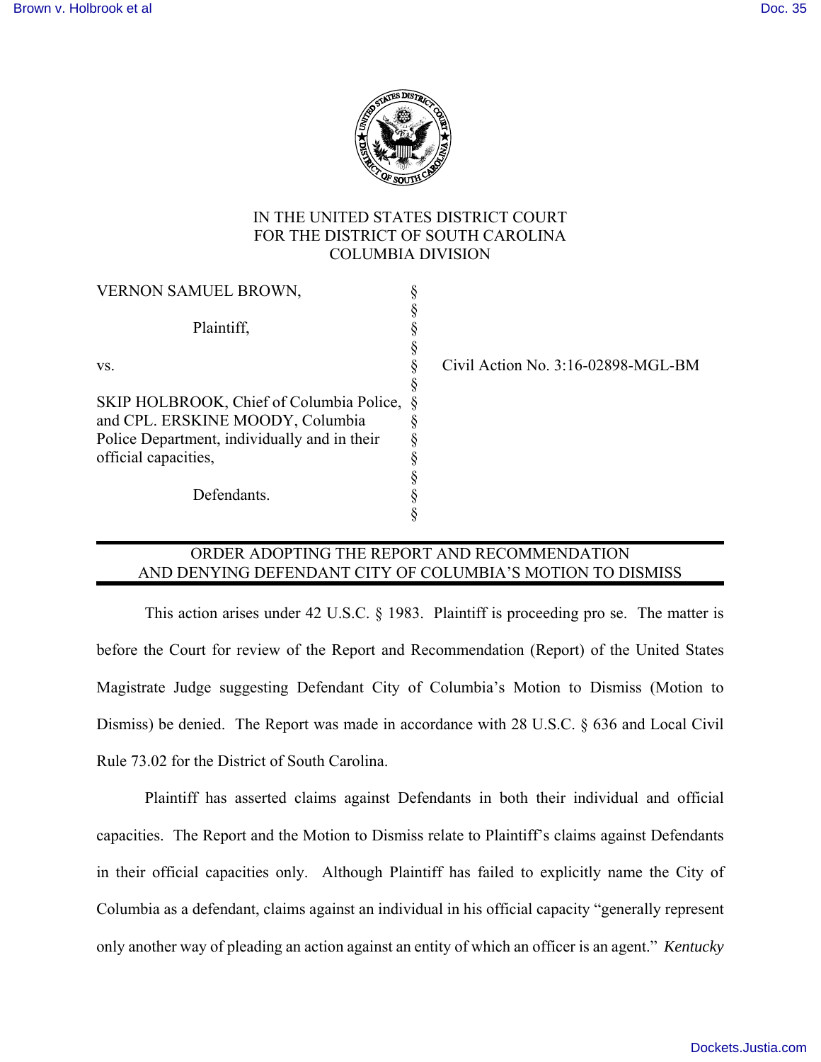IN THE UNITED STATES DISTRICT COURT
FOR THE DISTRICT OF SOUTH CAROLINA
COLUMBIA DIVISION

| | | |
|---|---|---|
| VERNON SAMUEL BROWN, Plaintiff, | § | |
| vs. | § | Civil Action No. 3:16-02898-MGL-BM |
| SKIP HOLBROOK, Chief of Columbia Police, and CPL. ERSKINE MOODY, Columbia Police Department, individually and in their official capacities, Defendants. | § | |

## ORDER ADOPTING THE REPORT AND RECOMMENDATION AND DENYING DEFENDANT CITY OF COLUMBIA'S MOTION TO DISMISS

This action arises under 42 U.S.C. § 1983. Plaintiff is proceeding pro se. The matter is before the Court for review of the Report and Recommendation (Report) of the United States Magistrate Judge suggesting Defendant City of Columbia's Motion to Dismiss (Motion to Dismiss) be denied. The Report was made in accordance with 28 U.S.C. § 636 and Local Civil Rule 73.02 for the District of South Carolina.

Plaintiff has asserted claims against Defendants in both their individual and official capacities. The Report and the Motion to Dismiss relate to Plaintiff's claims against Defendants in their official capacities only. Although Plaintiff has failed to explicitly name the City of Columbia as a defendant, claims against an individual in his official capacity "generally represent only another way of pleading an action against an entity of which an officer is an agent." *Kentucky*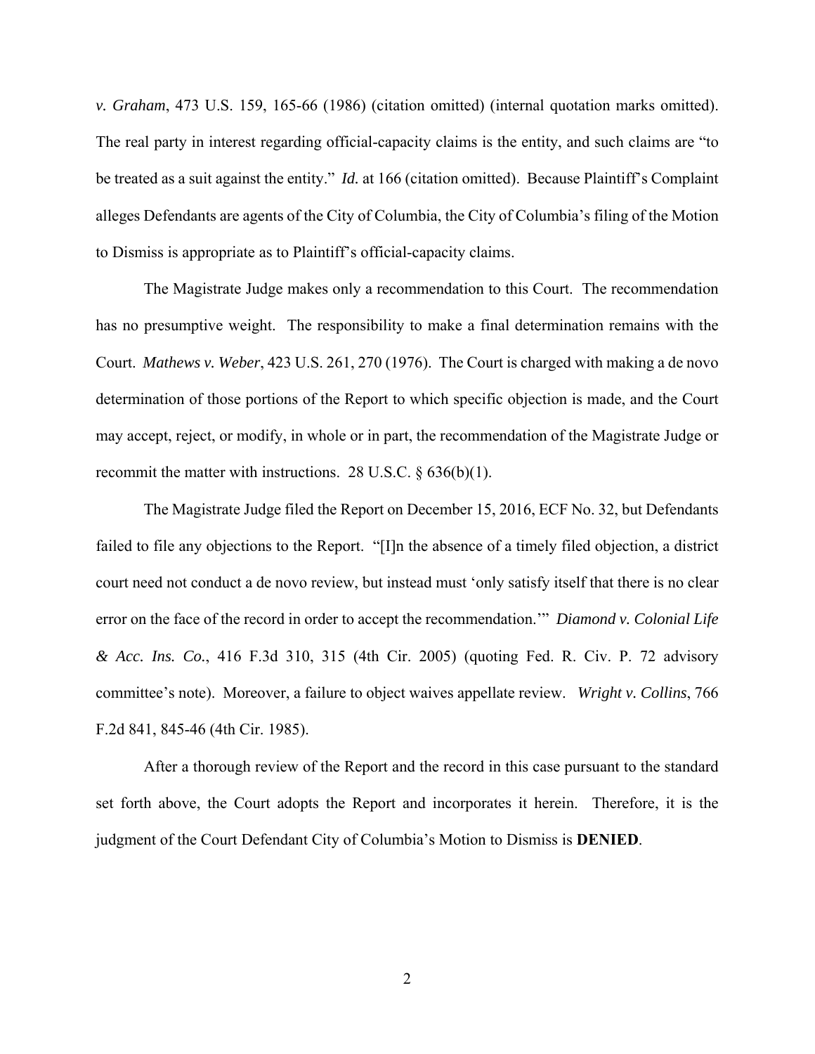*v. Graham*, 473 U.S. 159, 165-66 (1986) (citation omitted) (internal quotation marks omitted). The real party in interest regarding official-capacity claims is the entity, and such claims are "to be treated as a suit against the entity." *Id.* at 166 (citation omitted). Because Plaintiff's Complaint alleges Defendants are agents of the City of Columbia, the City of Columbia's filing of the Motion to Dismiss is appropriate as to Plaintiff's official-capacity claims.

The Magistrate Judge makes only a recommendation to this Court. The recommendation has no presumptive weight. The responsibility to make a final determination remains with the Court. *Mathews v. Weber*, 423 U.S. 261, 270 (1976). The Court is charged with making a de novo determination of those portions of the Report to which specific objection is made, and the Court may accept, reject, or modify, in whole or in part, the recommendation of the Magistrate Judge or recommit the matter with instructions. 28 U.S.C. § 636(b)(1).

The Magistrate Judge filed the Report on December 15, 2016, ECF No. 32, but Defendants failed to file any objections to the Report. "[I]n the absence of a timely filed objection, a district court need not conduct a de novo review, but instead must 'only satisfy itself that there is no clear error on the face of the record in order to accept the recommendation.'" *Diamond v. Colonial Life & Acc. Ins. Co.*, 416 F.3d 310, 315 (4th Cir. 2005) (quoting Fed. R. Civ. P. 72 advisory committee's note). Moreover, a failure to object waives appellate review. *Wright v. Collins*, 766 F.2d 841, 845-46 (4th Cir. 1985).

After a thorough review of the Report and the record in this case pursuant to the standard set forth above, the Court adopts the Report and incorporates it herein. Therefore, it is the judgment of the Court Defendant City of Columbia's Motion to Dismiss is **DENIED**.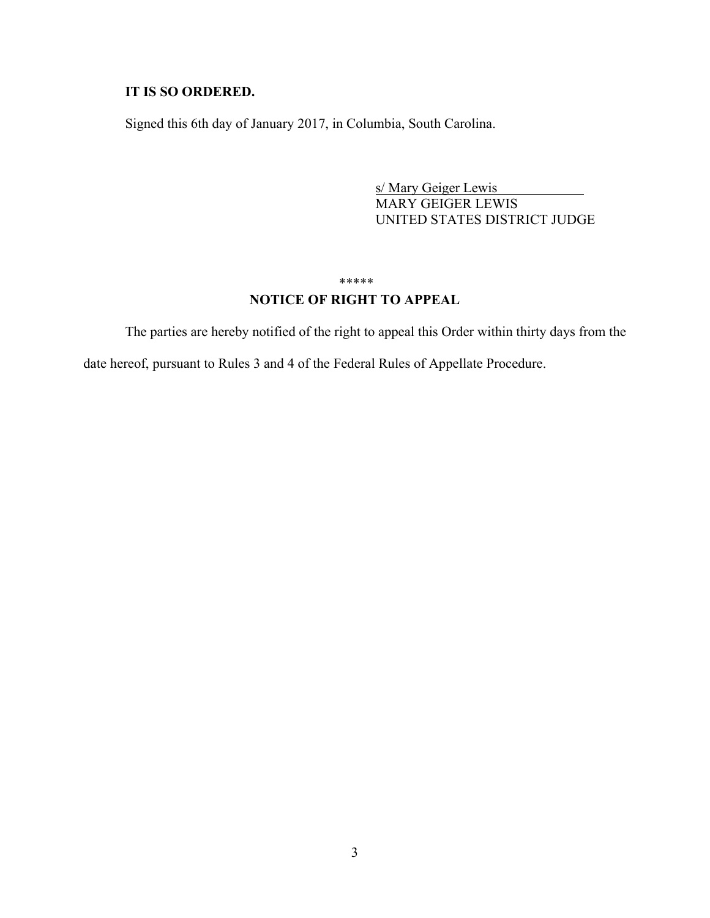**IT IS SO ORDERED.**

Signed this 6th day of January 2017, in Columbia, South Carolina.

s/ Mary Geiger Lewis
MARY GEIGER LEWIS
UNITED STATES DISTRICT JUDGE

*****

**NOTICE OF RIGHT TO APPEAL**

The parties are hereby notified of the right to appeal this Order within thirty days from the date hereof, pursuant to Rules 3 and 4 of the Federal Rules of Appellate Procedure.